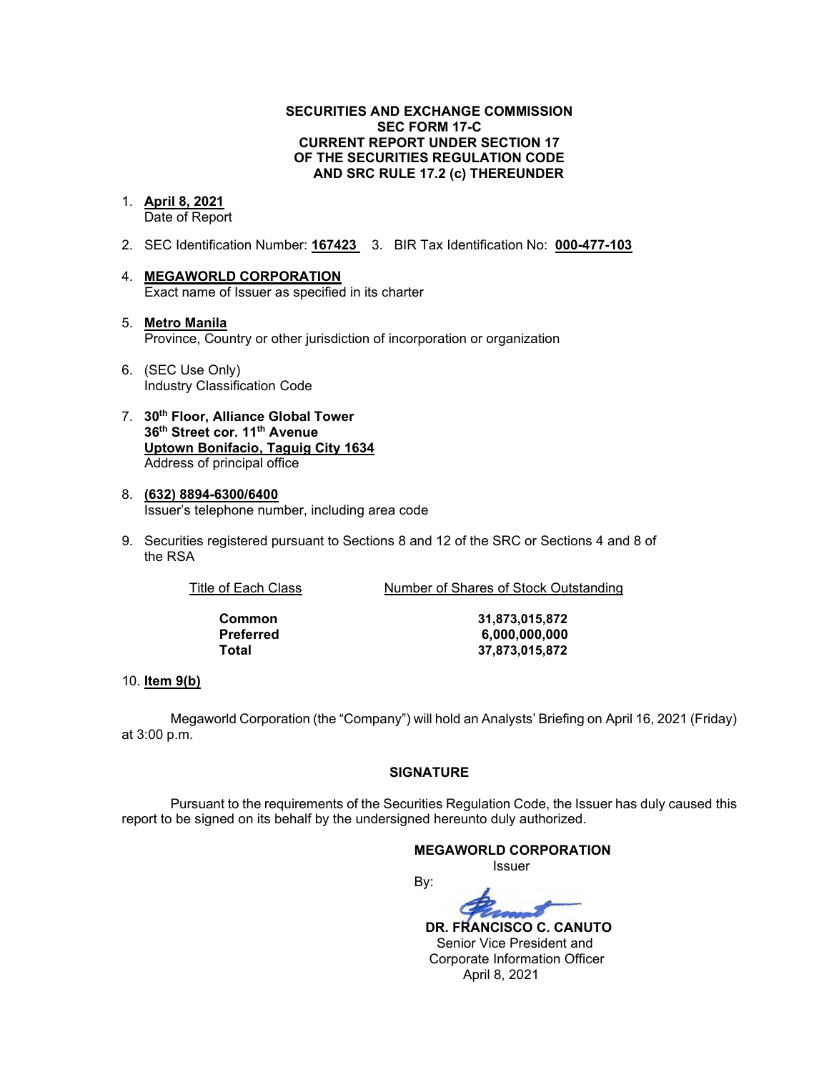**SECURITIES AND EXCHANGE COMMISSION**
**SEC FORM 17-C**
**CURRENT REPORT UNDER SECTION 17**
**OF THE SECURITIES REGULATION CODE**
**AND SRC RULE 17.2 (c) THEREUNDER**

1. **April 8, 2021**
   Date of Report

2. SEC Identification Number: **167423** 3. BIR Tax Identification No: **000-477-103**

4. **MEGAWORLD CORPORATION**
   Exact name of Issuer as specified in its charter

5. **Metro Manila**
   Province, Country or other jurisdiction of incorporation or organization

6. (SEC Use Only)
   Industry Classification Code

7. **30th Floor, Alliance Global Tower**
   **36th Street cor. 11th Avenue**
   **Uptown Bonifacio, Taguig City 1634**
   Address of principal office

8. **(632) 8894-6300/6400**
   Issuer's telephone number, including area code

9. Securities registered pursuant to Sections 8 and 12 of the SRC or Sections 4 and 8 of the RSA

| Title of Each Class | Number of Shares of Stock Outstanding |
|---|---|
| **Common** | **31,873,015,872** |
| **Preferred** | **6,000,000,000** |
| **Total** | **37,873,015,872** |

10. **Item 9(b)**

Megaworld Corporation (the "Company") will hold an Analysts' Briefing on April 16, 2021 (Friday) at 3:00 p.m.

**SIGNATURE**

Pursuant to the requirements of the Securities Regulation Code, the Issuer has duly caused this report to be signed on its behalf by the undersigned hereunto duly authorized.

**MEGAWORLD CORPORATION**
Issuer

By:

**DR. FRANCISCO C. CANUTO**
Senior Vice President and
Corporate Information Officer
April 8, 2021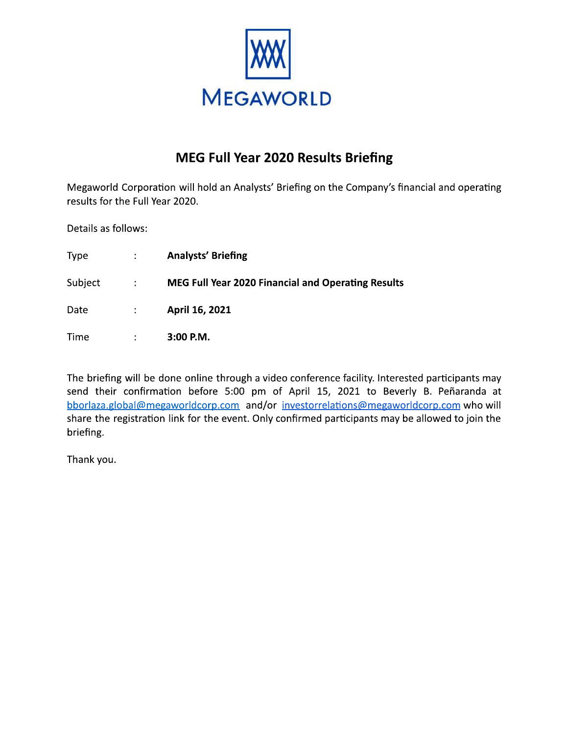MEGAWORLD

# MEG Full Year 2020 Results Briefing

Megaworld Corporation will hold an Analysts' Briefing on the Company's financial and operating results for the Full Year 2020.

Details as follows:

| | | |
|---|---|---|
| Type | : | **Analysts' Briefing** |
| Subject | : | **MEG Full Year 2020 Financial and Operating Results** |
| Date | : | **April 16, 2021** |
| Time | : | **3:00 P.M.** |

The briefing will be done online through a video conference facility. Interested participants may send their confirmation before 5:00 pm of April 15, 2021 to Beverly B. Peñaranda at bborlaza.global@megaworldcorp.com and/or investorrelations@megaworldcorp.com who will share the registration link for the event. Only confirmed participants may be allowed to join the briefing.

Thank you.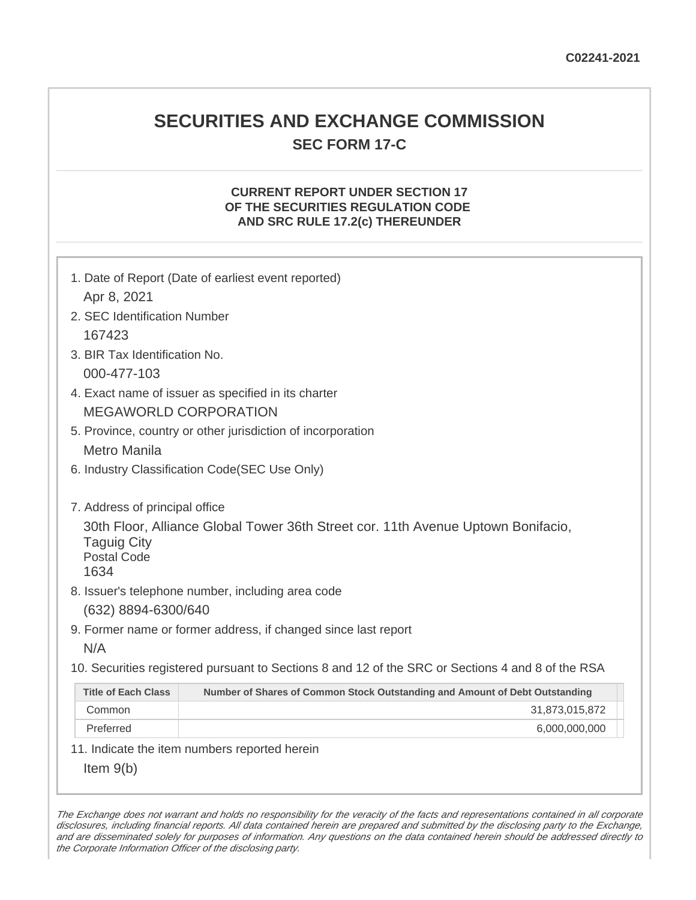C02241-2021

# SECURITIES AND EXCHANGE COMMISSION

## SEC FORM 17-C

### CURRENT REPORT UNDER SECTION 17 OF THE SECURITIES REGULATION CODE AND SRC RULE 17.2(c) THEREUNDER

1. Date of Report (Date of earliest event reported)

   Apr 8, 2021

2. SEC Identification Number

   167423

3. BIR Tax Identification No.

   000-477-103

4. Exact name of issuer as specified in its charter

   MEGAWORLD CORPORATION

5. Province, country or other jurisdiction of incorporation

   Metro Manila

6. Industry Classification Code(SEC Use Only)

7. Address of principal office

   30th Floor, Alliance Global Tower 36th Street cor. 11th Avenue Uptown Bonifacio, Taguig City
   Postal Code
   1634

8. Issuer's telephone number, including area code

   (632) 8894-6300/640

9. Former name or former address, if changed since last report

   N/A

10. Securities registered pursuant to Sections 8 and 12 of the SRC or Sections 4 and 8 of the RSA

| Title of Each Class | Number of Shares of Common Stock Outstanding and Amount of Debt Outstanding |
|---|---|
| Common | 31,873,015,872 |
| Preferred | 6,000,000,000 |

11. Indicate the item numbers reported herein

    Item 9(b)

*The Exchange does not warrant and holds no responsibility for the veracity of the facts and representations contained in all corporate disclosures, including financial reports. All data contained herein are prepared and submitted by the disclosing party to the Exchange, and are disseminated solely for purposes of information. Any questions on the data contained herein should be addressed directly to the Corporate Information Officer of the disclosing party.*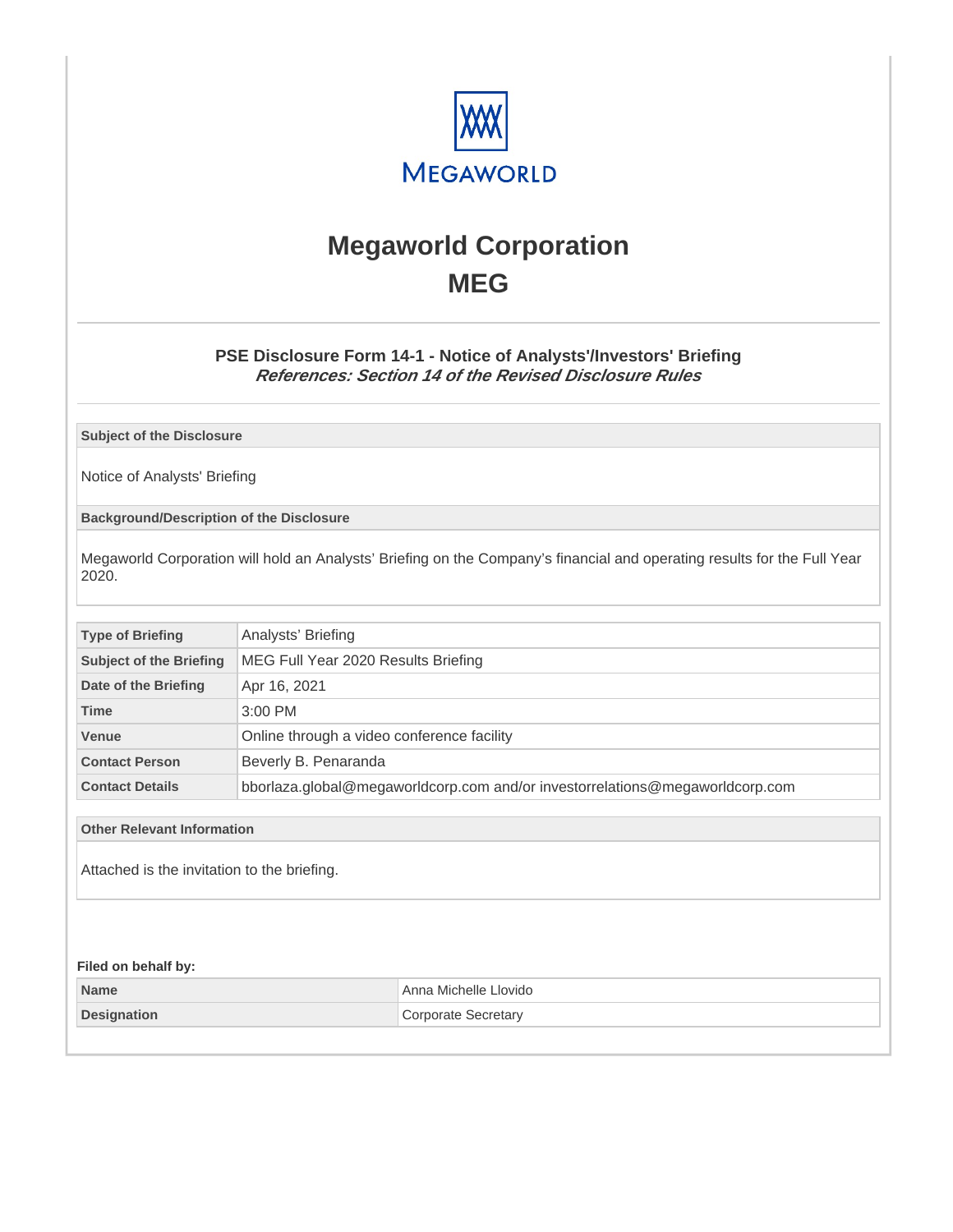MEGAWORLD

# Megaworld Corporation
# MEG

### PSE Disclosure Form 14-1 - Notice of Analysts'/Investors' Briefing
***References: Section 14 of the Revised Disclosure Rules***

**Subject of the Disclosure**

Notice of Analysts' Briefing

**Background/Description of the Disclosure**

Megaworld Corporation will hold an Analysts' Briefing on the Company's financial and operating results for the Full Year 2020.

| | |
|---|---|
| **Type of Briefing** | Analysts' Briefing |
| **Subject of the Briefing** | MEG Full Year 2020 Results Briefing |
| **Date of the Briefing** | Apr 16, 2021 |
| **Time** | 3:00 PM |
| **Venue** | Online through a video conference facility |
| **Contact Person** | Beverly B. Penaranda |
| **Contact Details** | bborlaza.global@megaworldcorp.com and/or investorrelations@megaworldcorp.com |

**Other Relevant Information**

Attached is the invitation to the briefing.

**Filed on behalf by:**

| | |
|---|---|
| **Name** | Anna Michelle Llovido |
| **Designation** | Corporate Secretary |